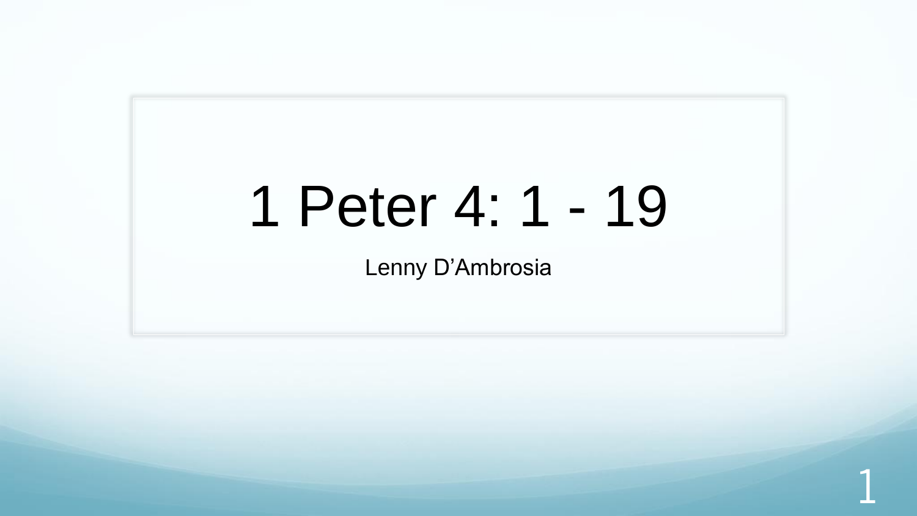# 1 Peter 4: 1 - 19

Lenny D’Ambrosia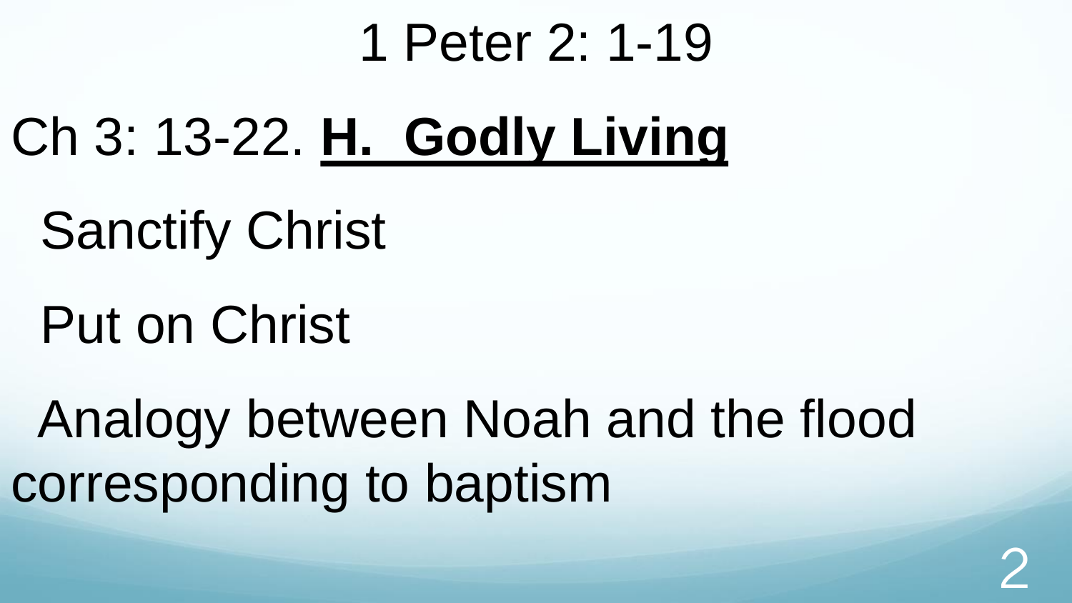# 1 Peter 2: 1-19

Ch 3: 13-22. **H. Godly Living**

Sanctify Christ

Put on Christ

Analogy between Noah and the flood corresponding to baptism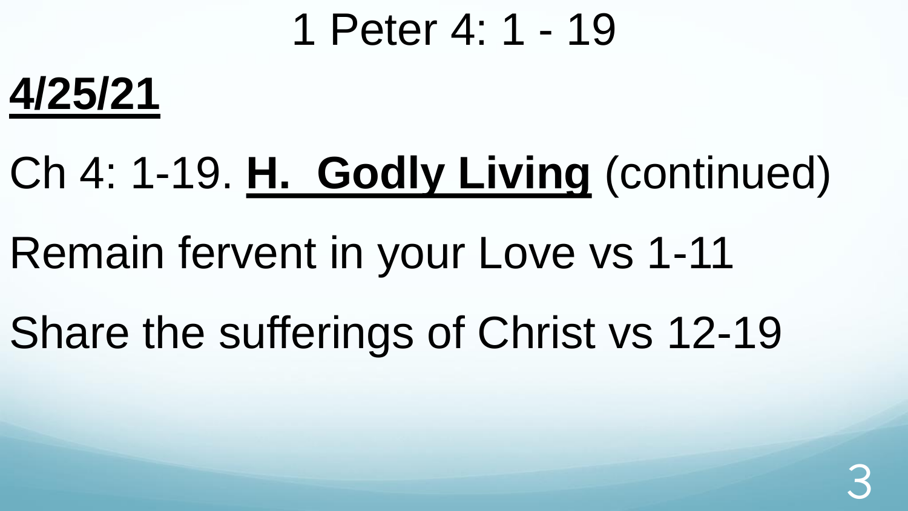# 1 Peter 4: 1 - 19

**4/25/21**

Ch 4: 1-19. **H. Godly Living** (continued)

Remain fervent in your Love vs 1-11

Share the sufferings of Christ vs 12-19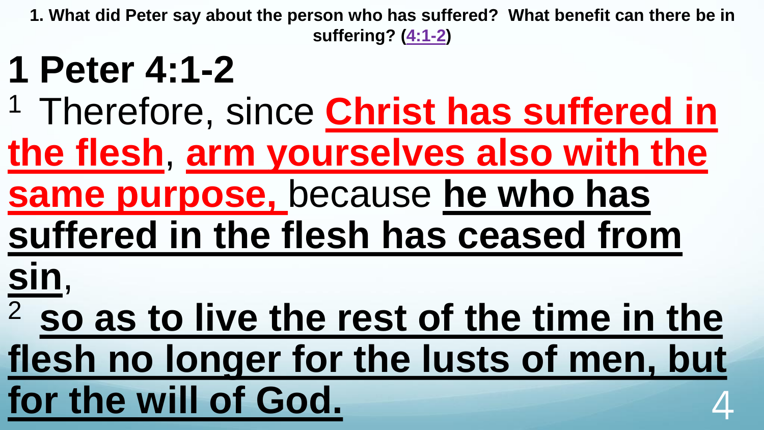**1. What did Peter say about the person who has suffered? What benefit can there be in suffering? (4:1-2)**

# 1 Peter 4:1-2

[1] Therefore, since **Christ has suffered in the flesh**, **arm yourselves also with the same purpose,** because **he who has suffered in the flesh has ceased from sin**,

[2] **so as to live the rest of the time in the flesh no longer for the lusts of men, but for the will of God.**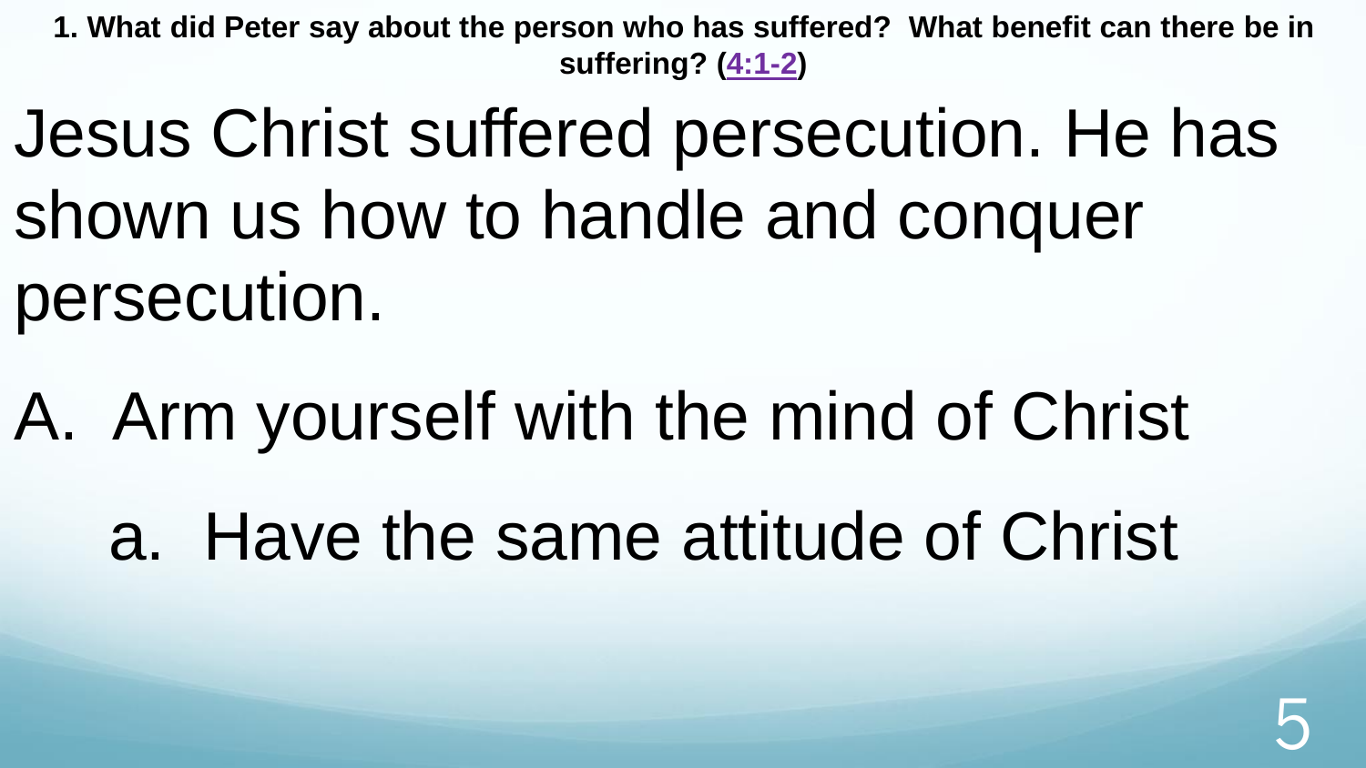**1. What did Peter say about the person who has suffered? What benefit can there be in suffering? (4:1-2)**

Jesus Christ suffered persecution. He has shown us how to handle and conquer persecution.

A. Arm yourself with the mind of Christ

   a. Have the same attitude of Christ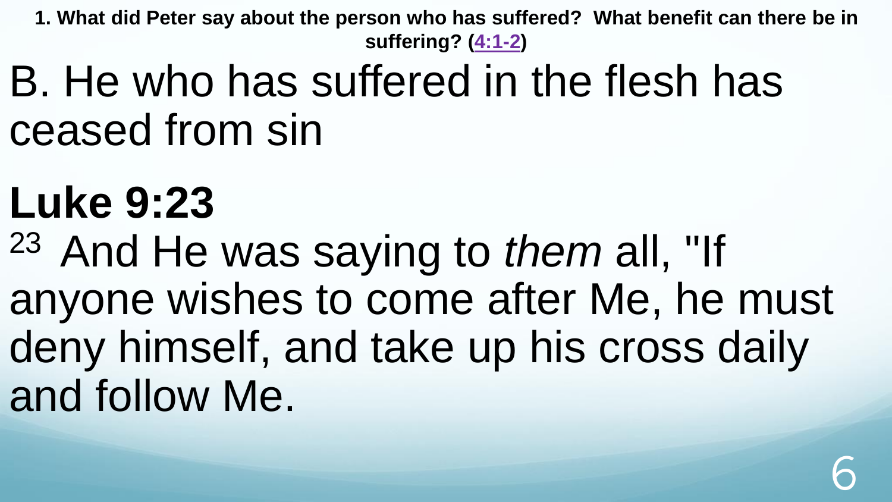**1. What did Peter say about the person who has suffered? What benefit can there be in suffering? (4:1-2)**

B. He who has suffered in the flesh has ceased from sin

## Luke 9:23

23 And He was saying to *them* all, "If anyone wishes to come after Me, he must deny himself, and take up his cross daily and follow Me.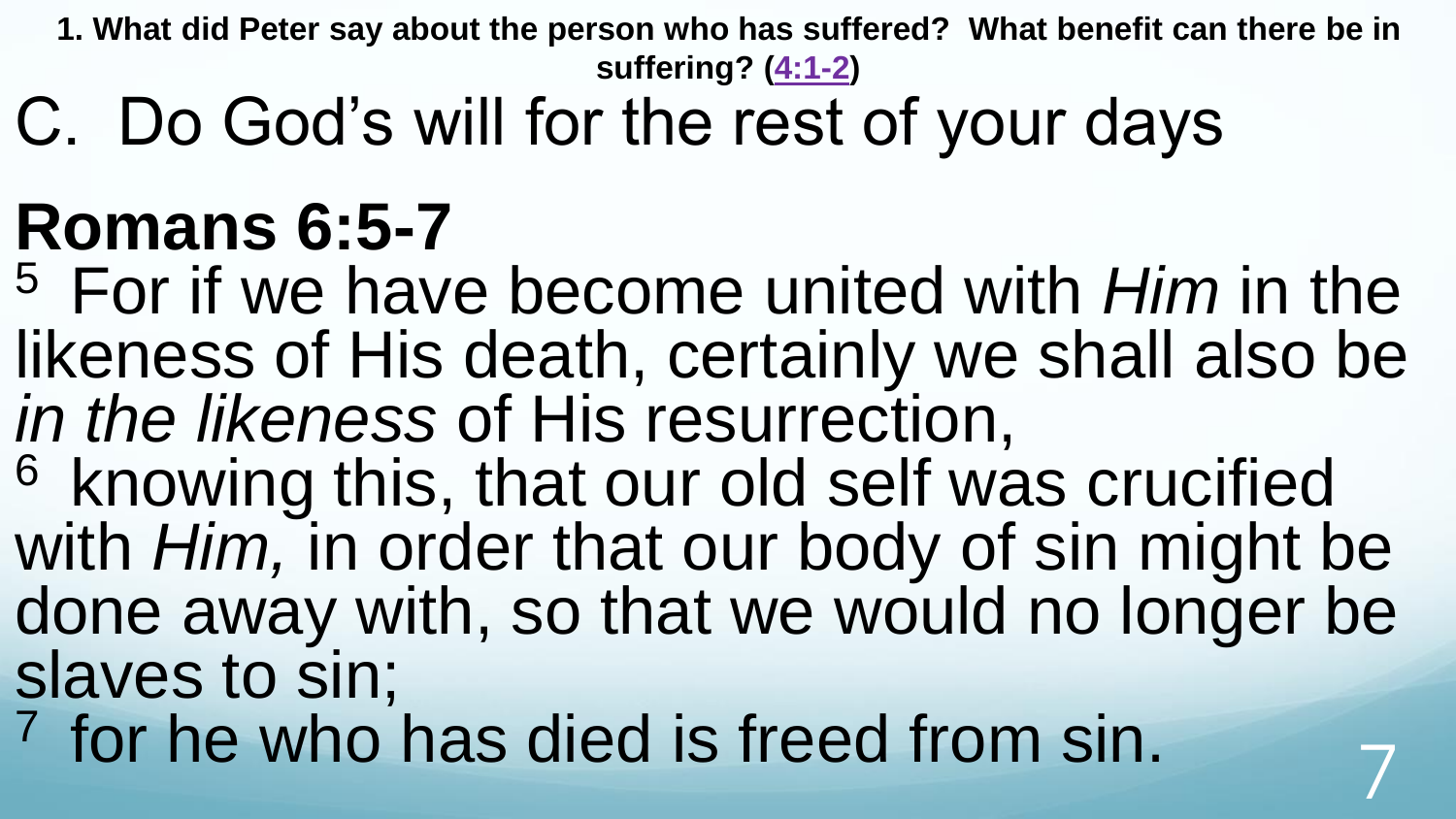**1. What did Peter say about the person who has suffered? What benefit can there be in suffering? (4:1-2)**

C. Do God's will for the rest of your days

# Romans 6:5-7

[5] For if we have become united with *Him* in the likeness of His death, certainly we shall also be *in the likeness* of His resurrection,

[6] knowing this, that our old self was crucified with *Him,* in order that our body of sin might be done away with, so that we would no longer be slaves to sin;

[7] for he who has died is freed from sin.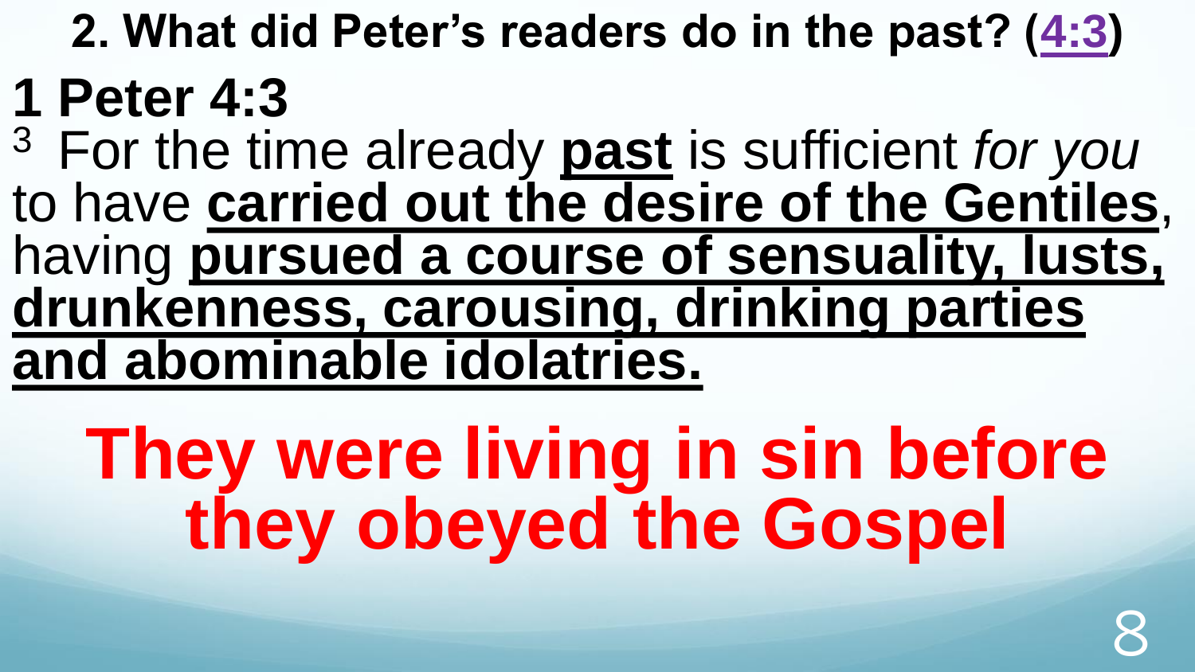## 2. What did Peter's readers do in the past? (4:3)

# 1 Peter 4:3

[3] For the time already **past** is sufficient *for you* to have **carried out the desire of the Gentiles**, having **pursued a course of sensuality, lusts, drunkenness, carousing, drinking parties and abominable idolatries.**

**They were living in sin before they obeyed the Gospel**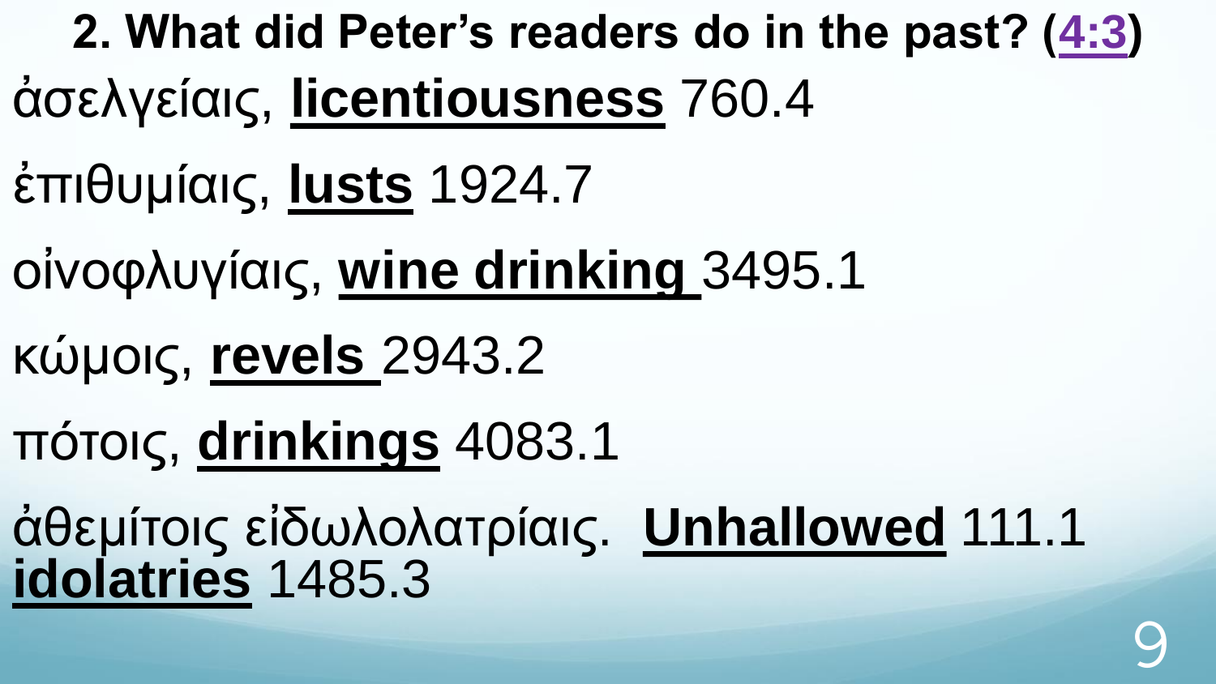## 2. What did Peter's readers do in the past? (4:3)

ἀσελγείαις, **licentiousness** 760.4

ἐπιθυμίαις, **lusts** 1924.7

οἰνοφλυγίαις, **wine drinking** 3495.1

κώμοις, **revels** 2943.2

πότοις, **drinkings** 4083.1

ἀθεμίτοις εἰδωλολατρίαις. **Unhallowed** 111.1 **idolatries** 1485.3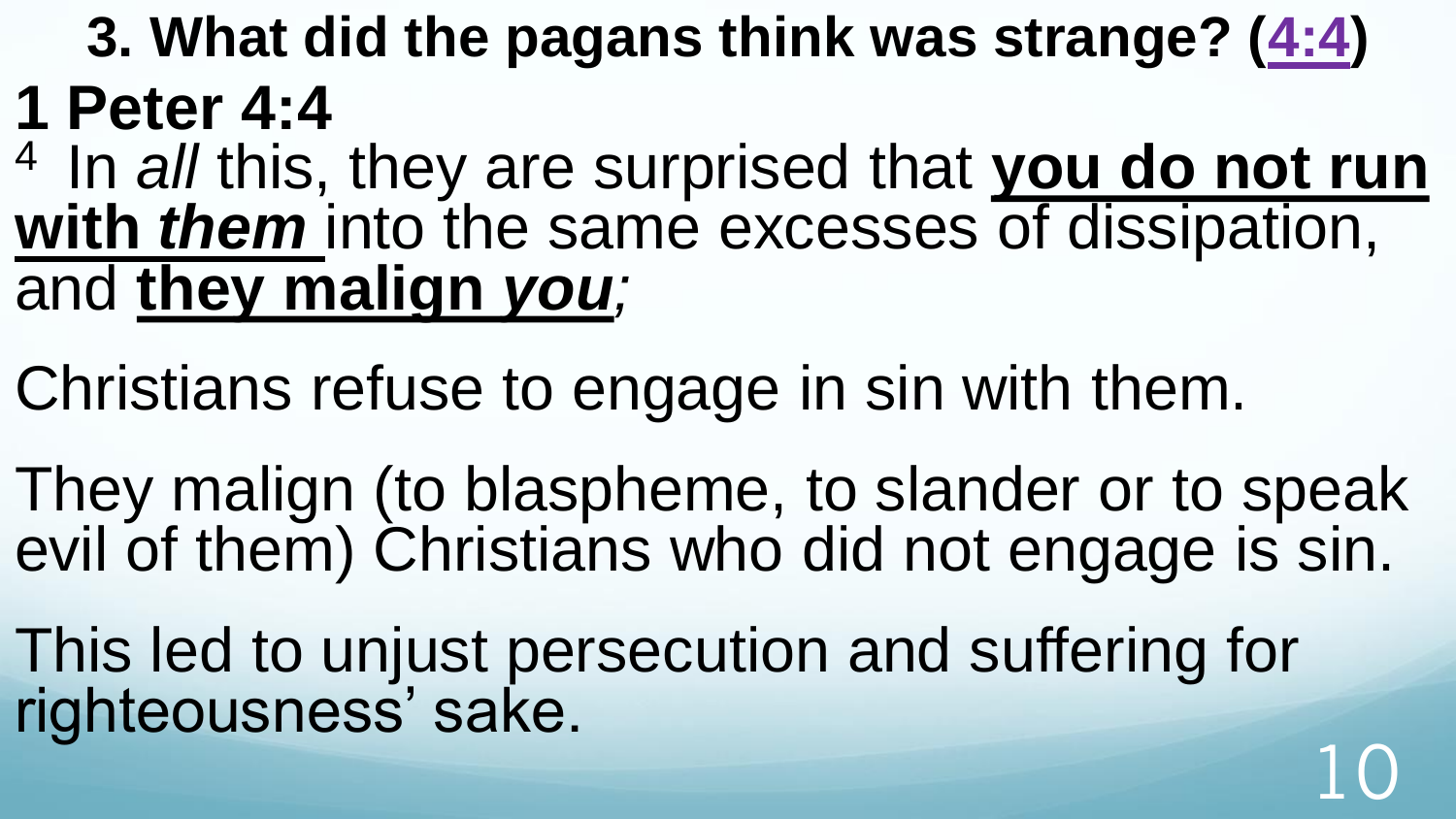## 3. What did the pagans think was strange? (4:4)

## 1 Peter 4:4

[4] In *all* this, they are surprised that **you do not run with *them*** into the same excesses of dissipation, and **they malign *you***;

Christians refuse to engage in sin with them.

They malign (to blaspheme, to slander or to speak evil of them) Christians who did not engage is sin.

This led to unjust persecution and suffering for righteousness' sake.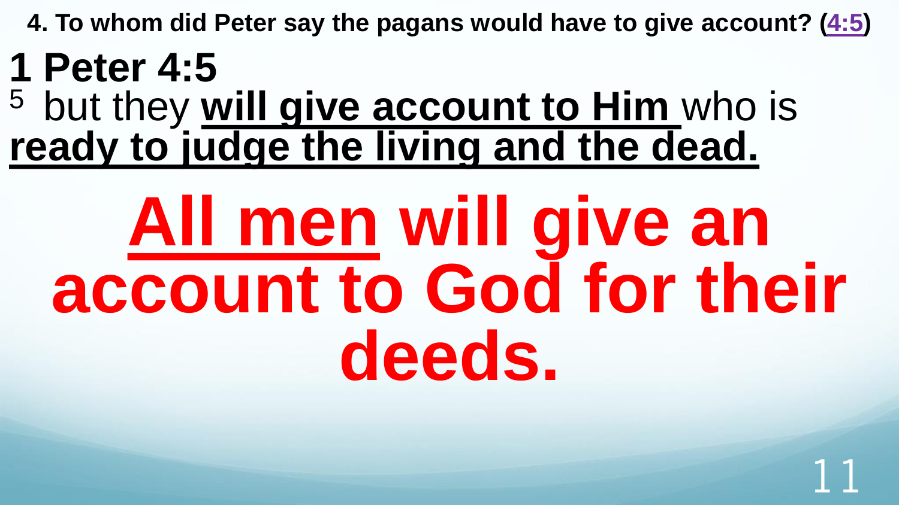**4. To whom did Peter say the pagans would have to give account? (4:5)**

# 1 Peter 4:5

[5] but they **will give account to Him** who is **ready to judge the living and the dead.**

# All men will give an account to God for their deeds.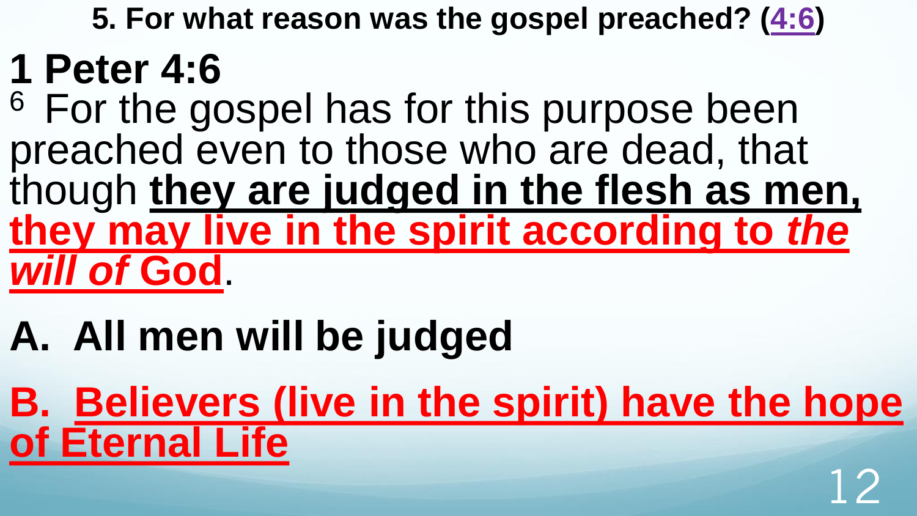**5. For what reason was the gospel preached? (4:6)**

# 1 Peter 4:6

[6] For the gospel has for this purpose been preached even to those who are dead, that though **they are judged in the flesh as men, they may live in the spirit according to *the will of* God**.

**A. All men will be judged**

**B. Believers (live in the spirit) have the hope of Eternal Life**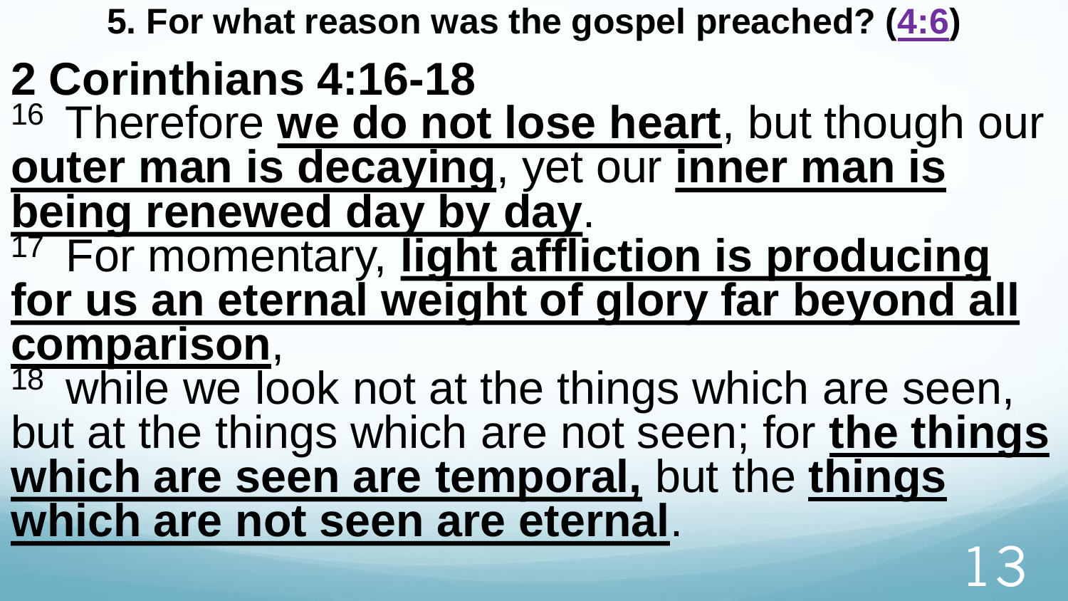**5. For what reason was the gospel preached? (4:6)**

# 2 Corinthians 4:16-18

[16] Therefore **we do not lose heart**, but though our **outer man is decaying**, yet our **inner man is being renewed day by day**.

[17] For momentary, **light affliction is producing for us an eternal weight of glory far beyond all comparison**,

[18] while we look not at the things which are seen, but at the things which are not seen; for **the things which are seen are temporal,** but the **things which are not seen are eternal**.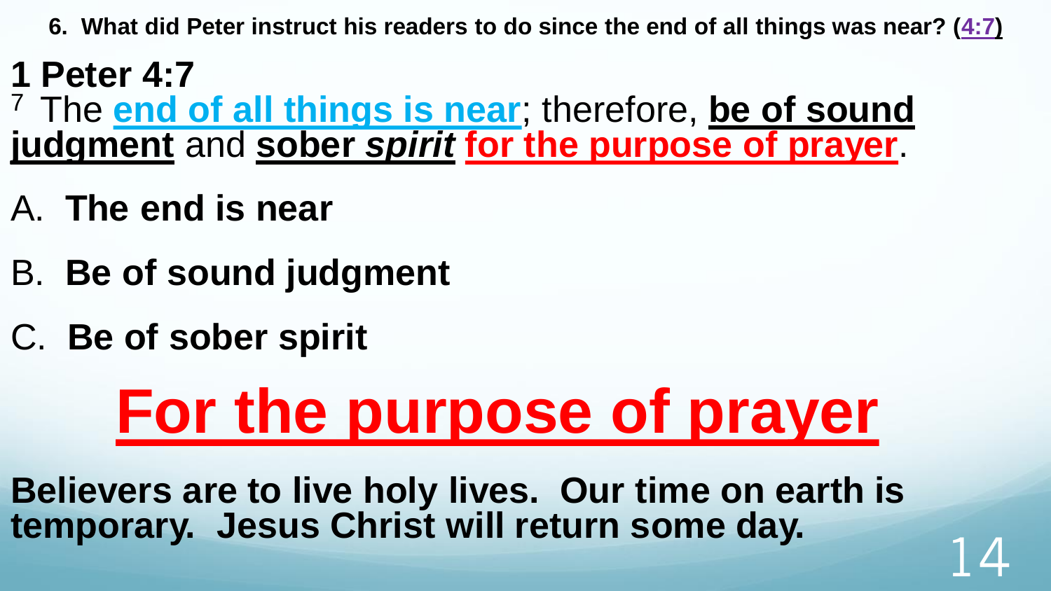**6. What did Peter instruct his readers to do since the end of all things was near? (4:7)**

## 1 Peter 4:7

[7] The **end of all things is near**; therefore, **be of sound judgment** and **sober *spirit*** **for the purpose of prayer**.

A. **The end is near**

B. **Be of sound judgment**

C. **Be of sober spirit**

# For the purpose of prayer

**Believers are to live holy lives. Our time on earth is temporary. Jesus Christ will return some day.**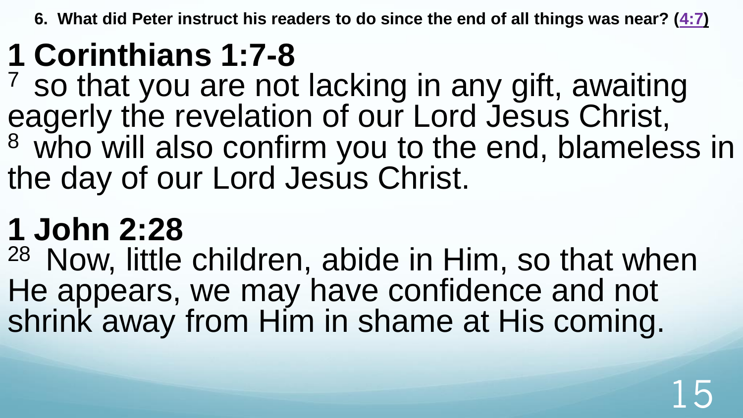**6. What did Peter instruct his readers to do since the end of all things was near? (4:7)**

# 1 Corinthians 1:7-8

[7] so that you are not lacking in any gift, awaiting eagerly the revelation of our Lord Jesus Christ, [8] who will also confirm you to the end, blameless in the day of our Lord Jesus Christ.

# 1 John 2:28

[28] Now, little children, abide in Him, so that when He appears, we may have confidence and not shrink away from Him in shame at His coming.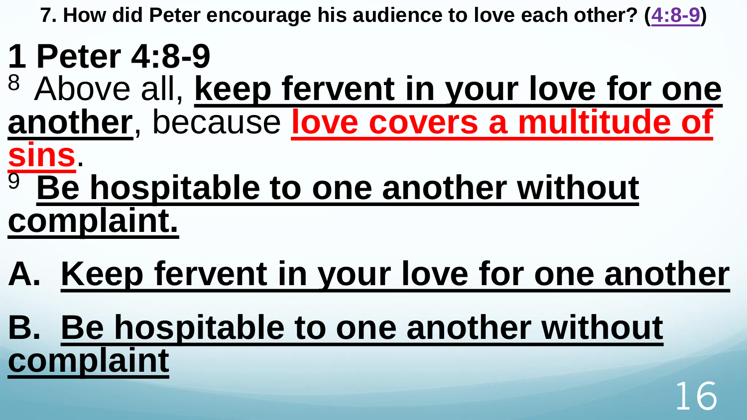**7. How did Peter encourage his audience to love each other? (4:8-9)**

# 1 Peter 4:8-9

[8] Above all, **keep fervent in your love for one another**, because **love covers a multitude of sins**.

[9] **Be hospitable to one another without complaint.**

A. **Keep fervent in your love for one another**

B. **Be hospitable to one another without complaint**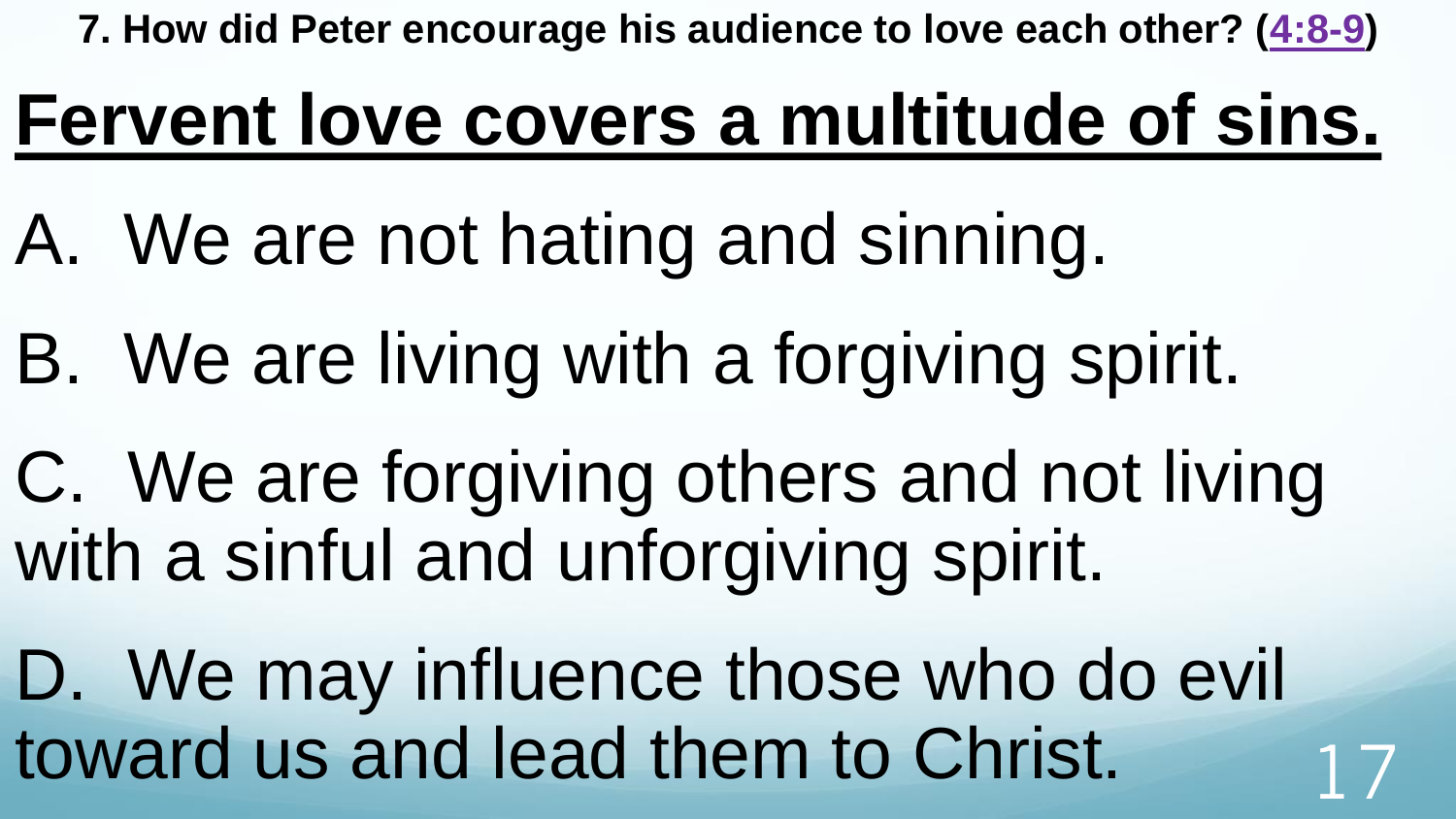**7. How did Peter encourage his audience to love each other? (4:8-9)**

# Fervent love covers a multitude of sins.

A. We are not hating and sinning.

B. We are living with a forgiving spirit.

C. We are forgiving others and not living with a sinful and unforgiving spirit.

D. We may influence those who do evil toward us and lead them to Christ.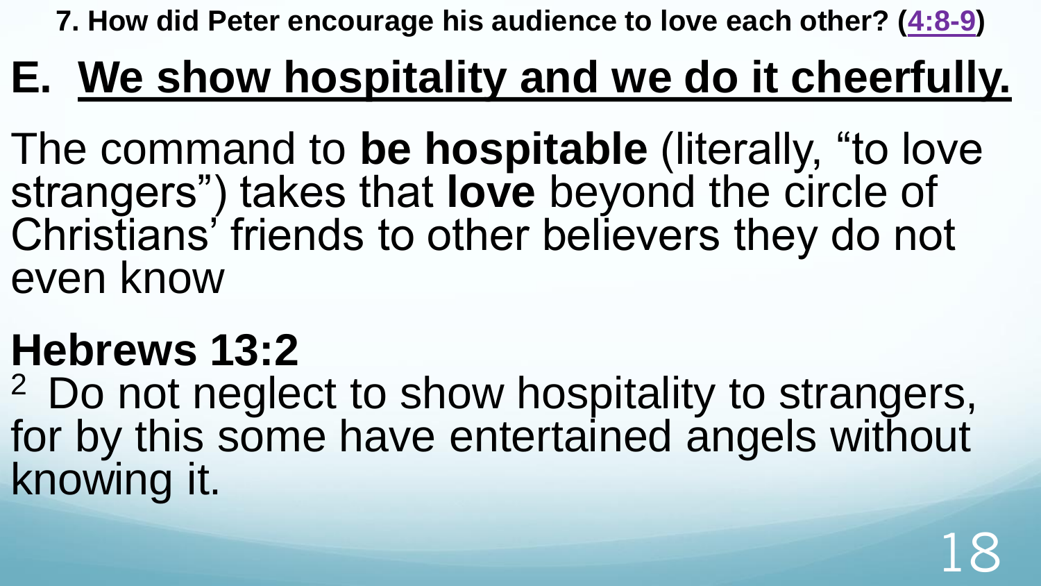**7. How did Peter encourage his audience to love each other? (4:8-9)**

# E. We show hospitality and we do it cheerfully.

The command to **be hospitable** (literally, "to love strangers") takes that **love** beyond the circle of Christians' friends to other believers they do not even know

## Hebrews 13:2

2 Do not neglect to show hospitality to strangers, for by this some have entertained angels without knowing it.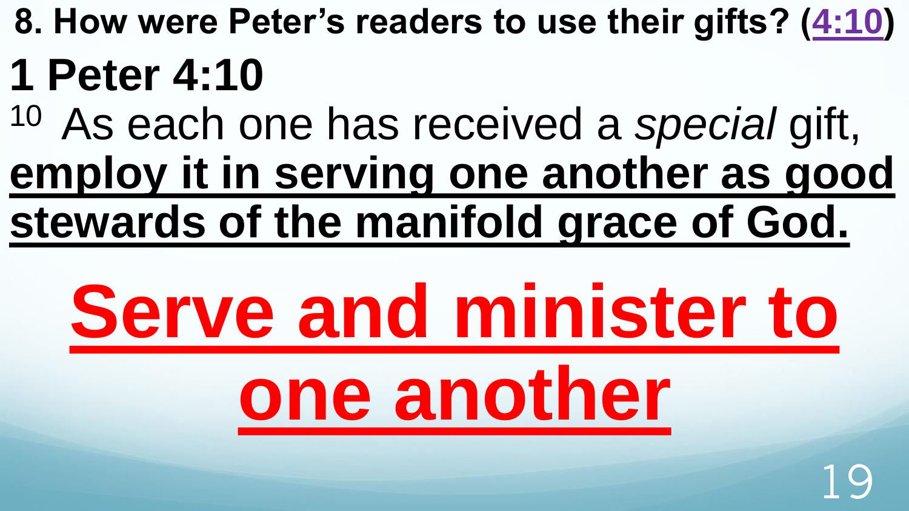**8. How were Peter's readers to use their gifts? (4:10)**

# 1 Peter 4:10

10 As each one has received a *special* gift, **employ it in serving one another as good stewards of the manifold grace of God.**

# Serve and minister to one another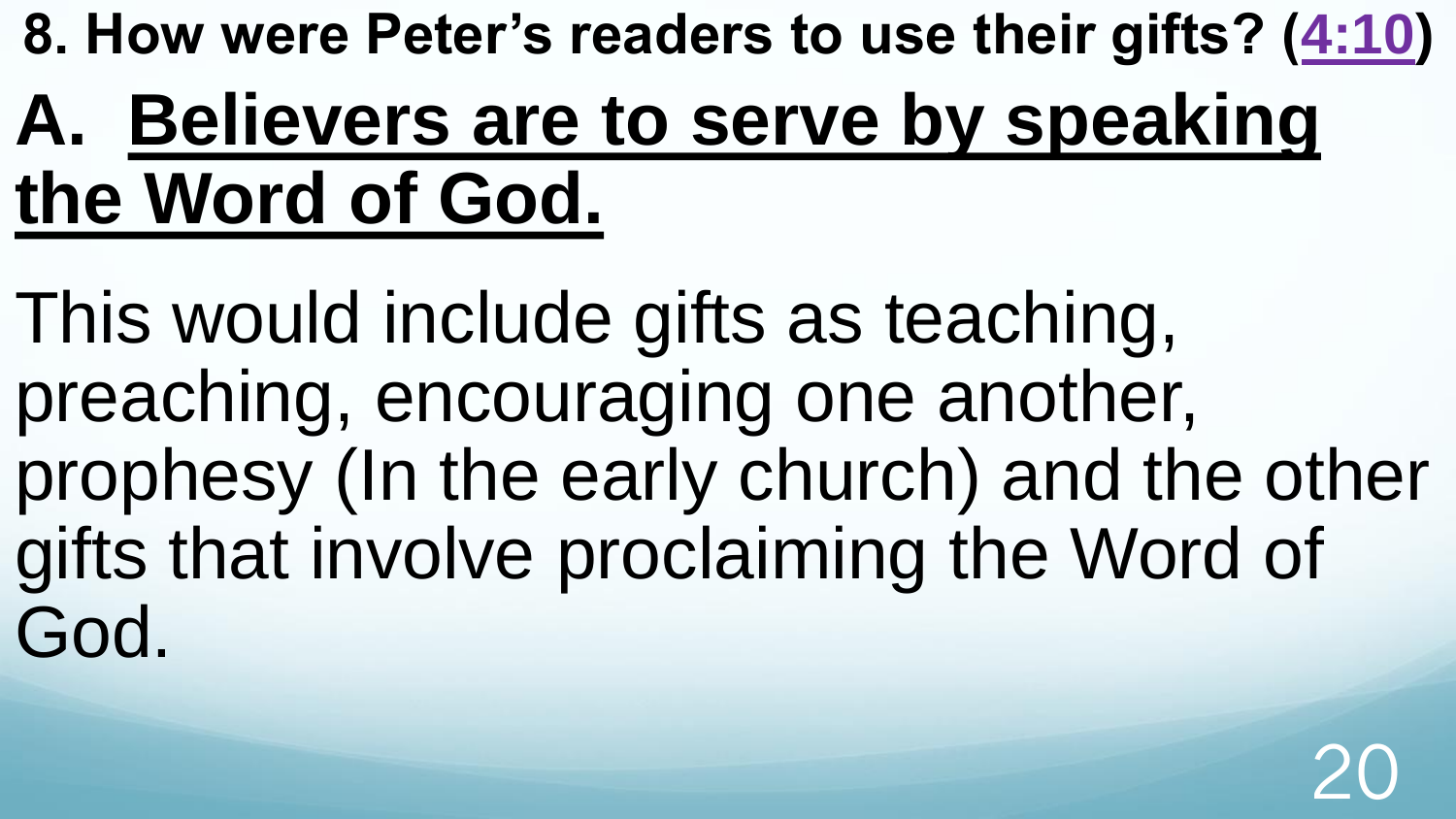**8. How were Peter's readers to use their gifts? ([4:10])**

# A. Believers are to serve by speaking the Word of God.

This would include gifts as teaching, preaching, encouraging one another, prophesy (In the early church) and the other gifts that involve proclaiming the Word of God.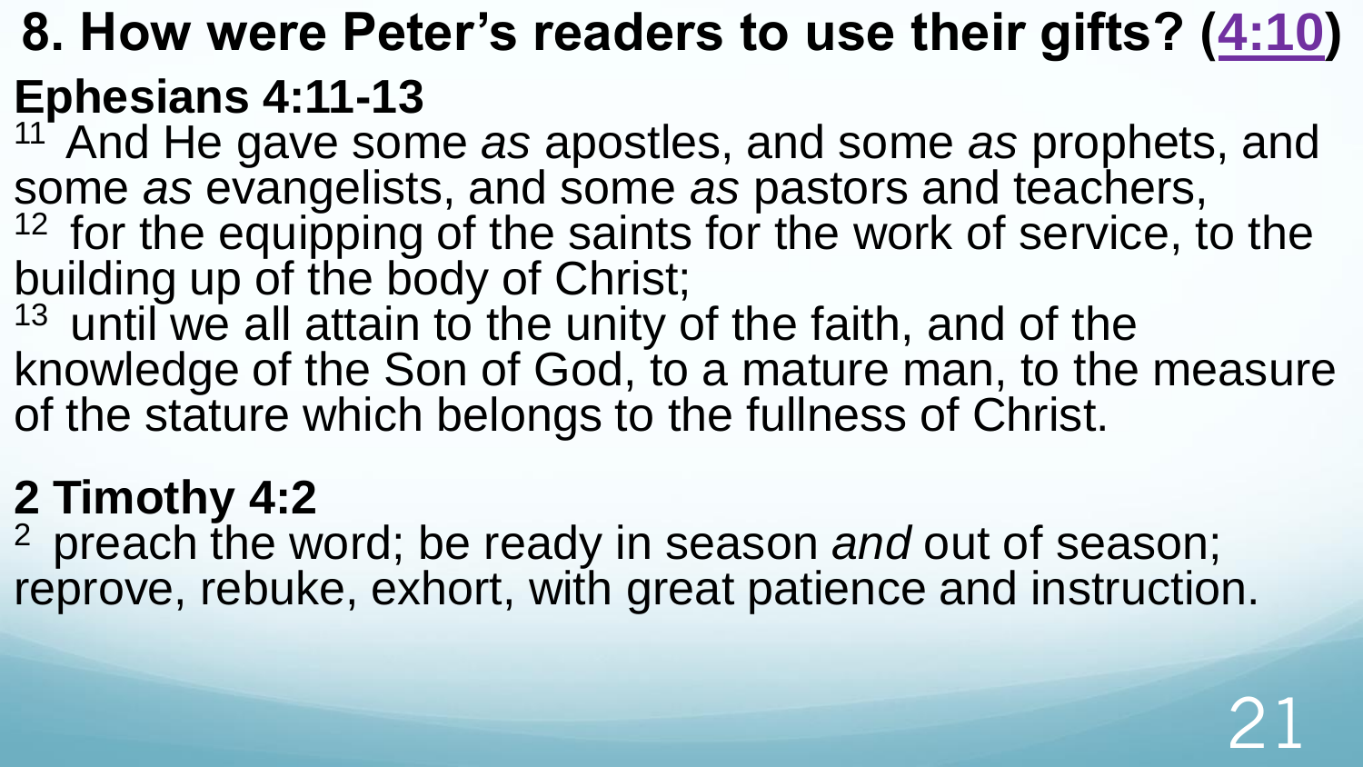# 8. How were Peter's readers to use their gifts? (4:10)

## Ephesians 4:11-13

[11] And He gave some *as* apostles, and some *as* prophets, and some *as* evangelists, and some *as* pastors and teachers,
[12] for the equipping of the saints for the work of service, to the building up of the body of Christ;
[13] until we all attain to the unity of the faith, and of the knowledge of the Son of God, to a mature man, to the measure of the stature which belongs to the fullness of Christ.

## 2 Timothy 4:2

[2] preach the word; be ready in season *and* out of season; reprove, rebuke, exhort, with great patience and instruction.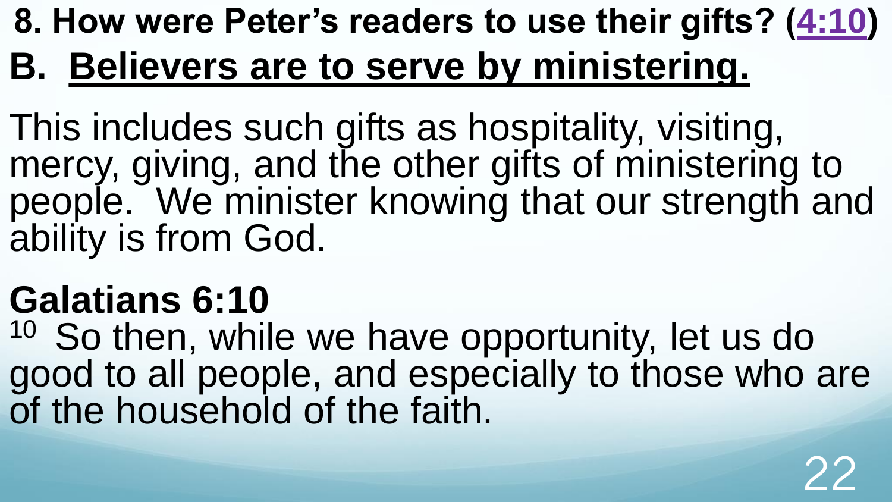## 8. How were Peter's readers to use their gifts? (4:10)

# B. Believers are to serve by ministering.

This includes such gifts as hospitality, visiting, mercy, giving, and the other gifts of ministering to people. We minister knowing that our strength and ability is from God.

**Galatians 6:10**

[10] So then, while we have opportunity, let us do good to all people, and especially to those who are of the household of the faith.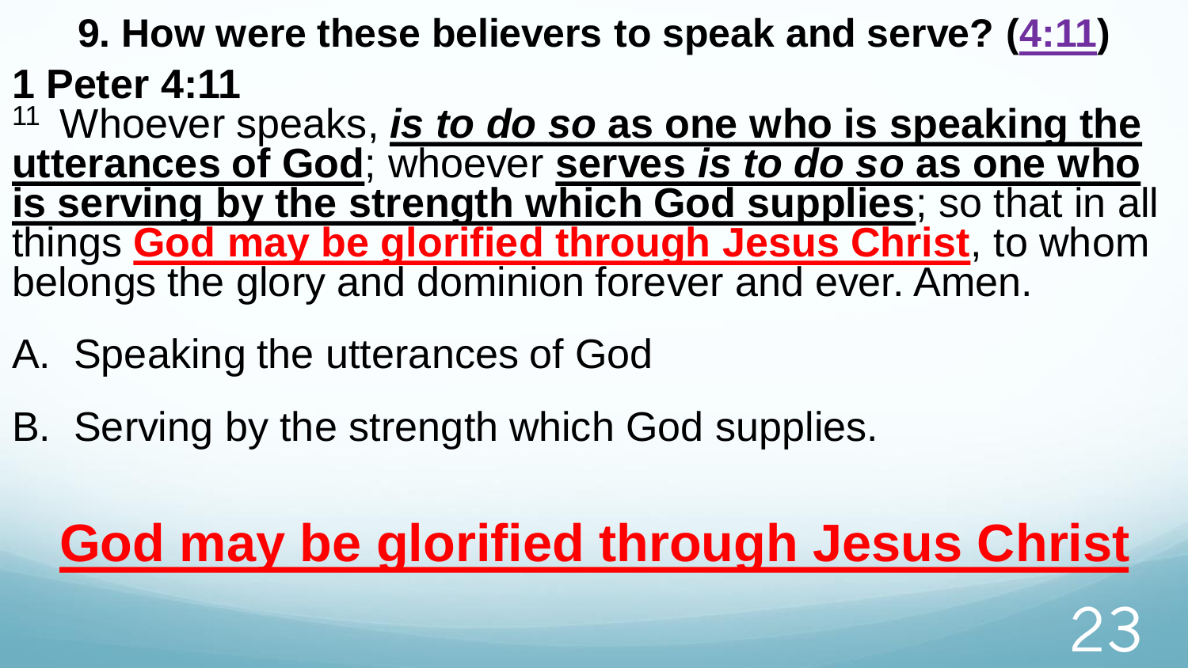## 9. How were these believers to speak and serve? (4:11)

### 1 Peter 4:11

[11] Whoever speaks, ***is to do so* as one who is speaking the utterances of God**; whoever **serves *is to do so* as one who is serving by the strength which God supplies**; so that in all things **God may be glorified through Jesus Christ**, to whom belongs the glory and dominion forever and ever. Amen.

A. Speaking the utterances of God

B. Serving by the strength which God supplies.

**God may be glorified through Jesus Christ**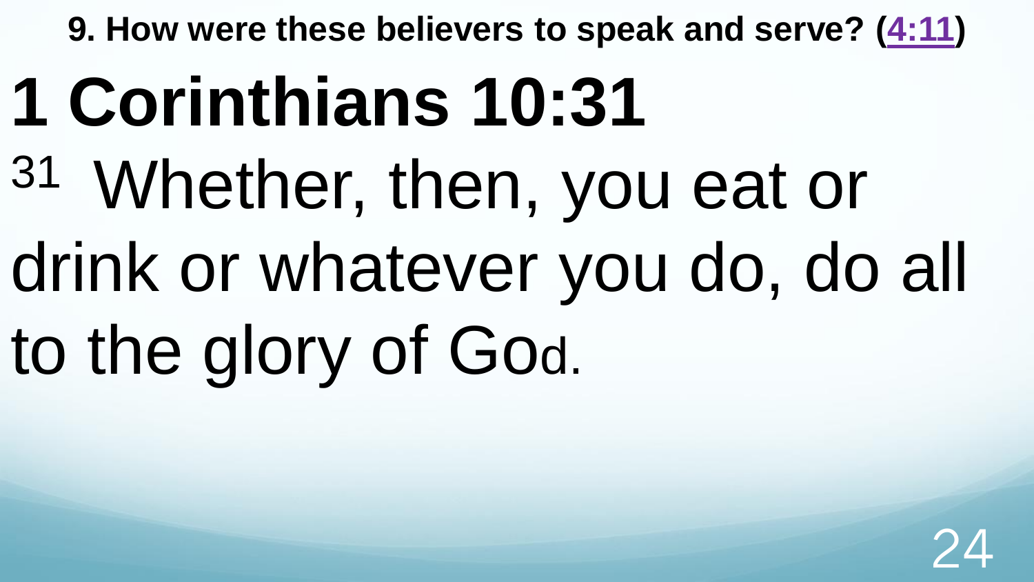**9. How were these believers to speak and serve? (4:11)**

# 1 Corinthians 10:31

31 Whether, then, you eat or drink or whatever you do, do all to the glory of God.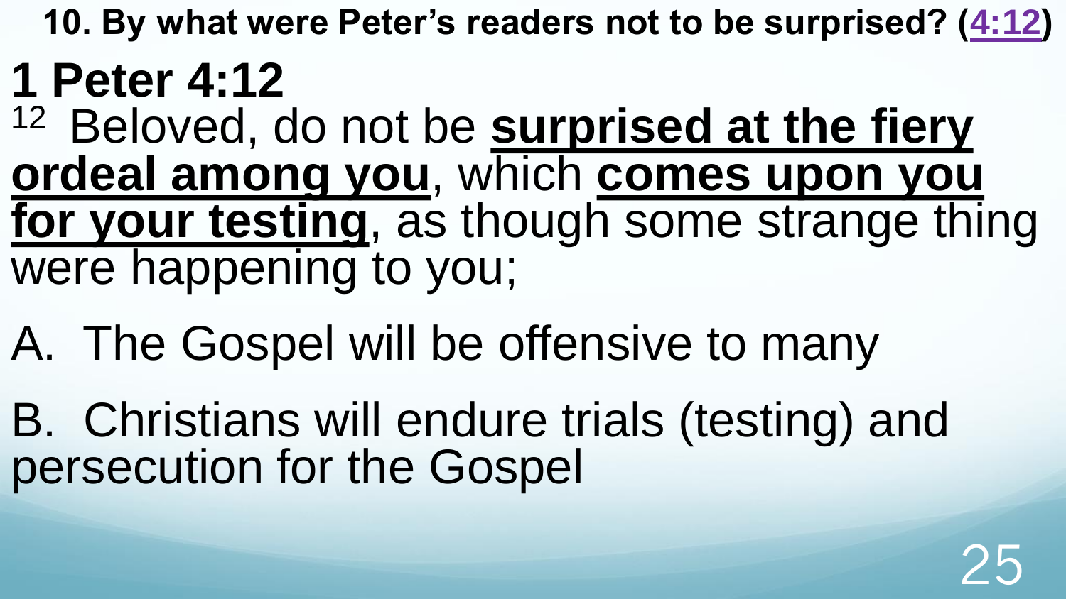**10. By what were Peter's readers not to be surprised? (4:12)**

# 1 Peter 4:12

[12] Beloved, do not be **surprised at the fiery ordeal among you**, which **comes upon you for your testing**, as though some strange thing were happening to you;

A. The Gospel will be offensive to many

B. Christians will endure trials (testing) and persecution for the Gospel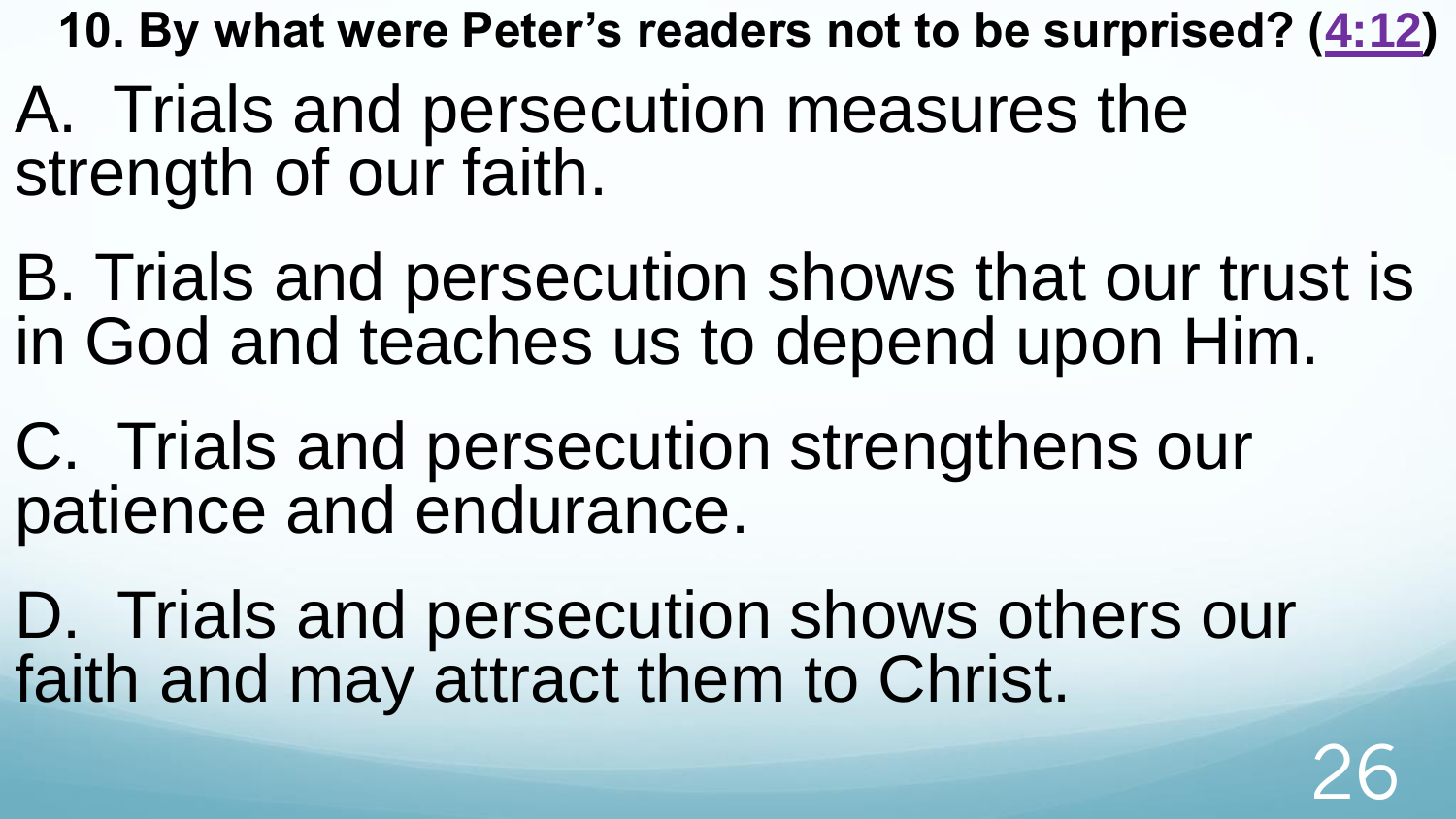**10. By what were Peter's readers not to be surprised? (4:12)**

A. Trials and persecution measures the strength of our faith.

B. Trials and persecution shows that our trust is in God and teaches us to depend upon Him.

C. Trials and persecution strengthens our patience and endurance.

D. Trials and persecution shows others our faith and may attract them to Christ.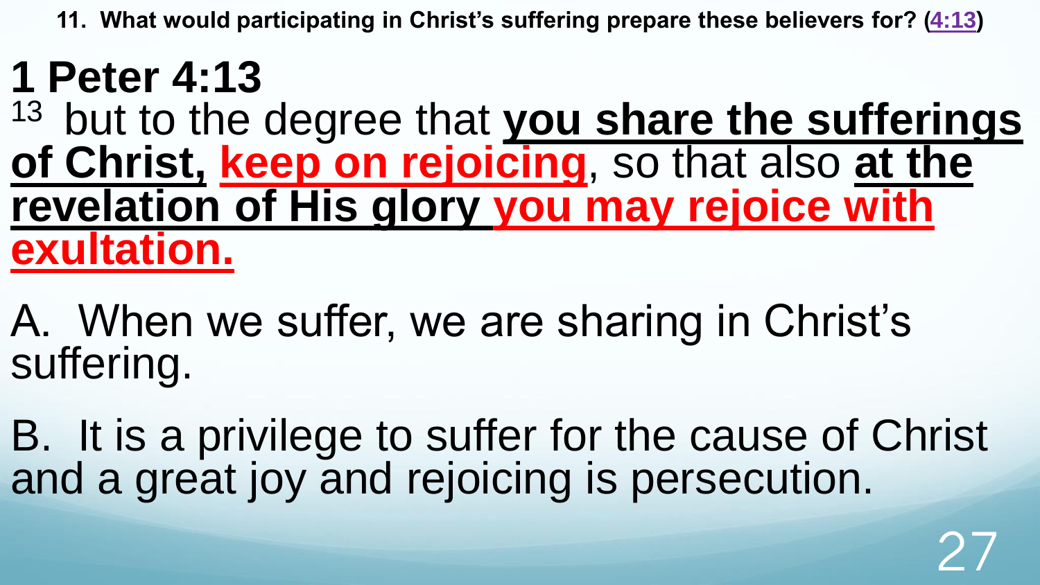**11. What would participating in Christ's suffering prepare these believers for? (4:13)**

# 1 Peter 4:13

13 but to the degree that **you share the sufferings of Christ, keep on rejoicing**, so that also **at the revelation of His glory you may rejoice with exultation.**

A. When we suffer, we are sharing in Christ's suffering.

B. It is a privilege to suffer for the cause of Christ and a great joy and rejoicing is persecution.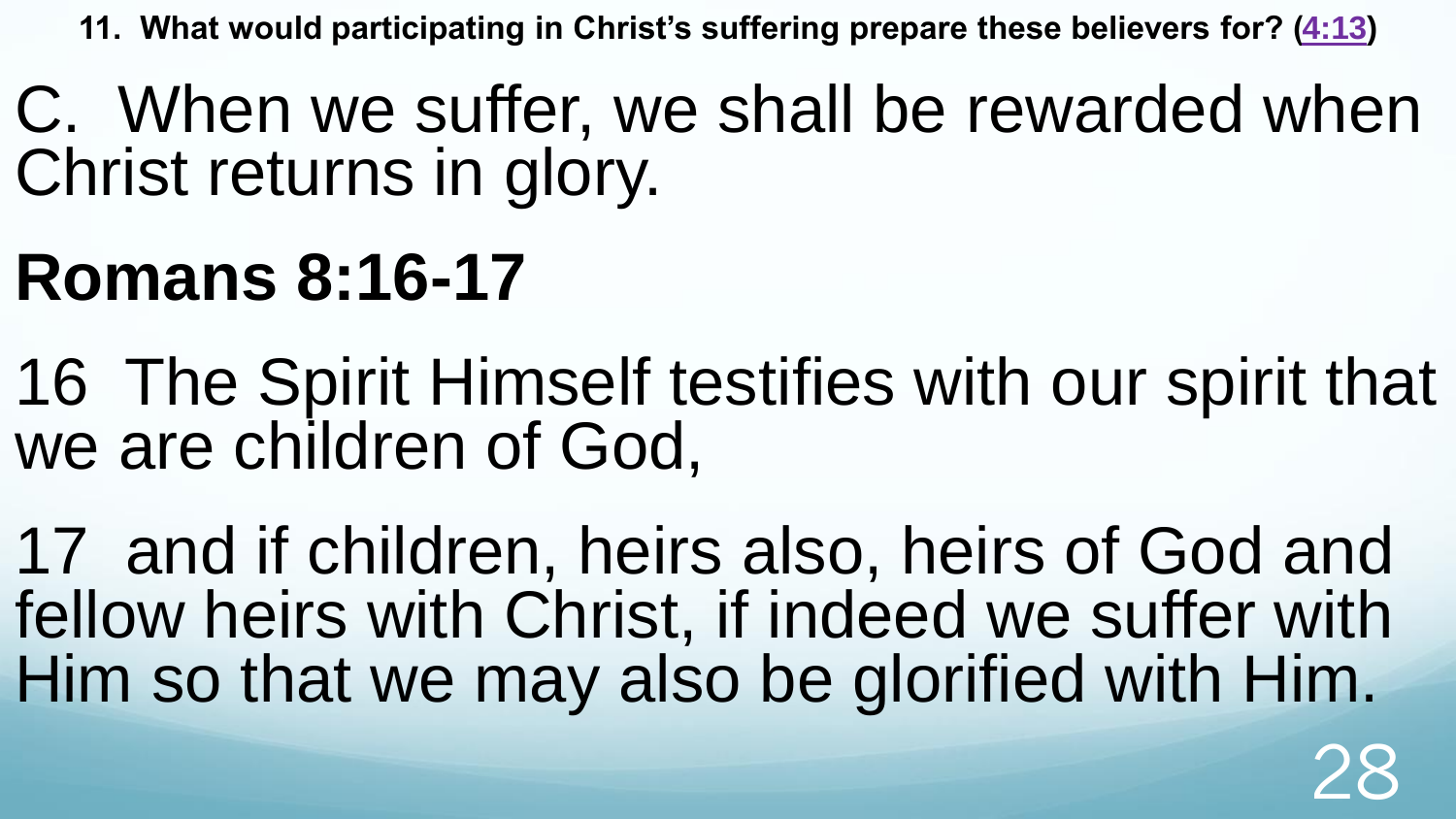**11. What would participating in Christ's suffering prepare these believers for? (4:13)**

C. When we suffer, we shall be rewarded when Christ returns in glory.

## Romans 8:16-17

16 The Spirit Himself testifies with our spirit that we are children of God,

17 and if children, heirs also, heirs of God and fellow heirs with Christ, if indeed we suffer with Him so that we may also be glorified with Him.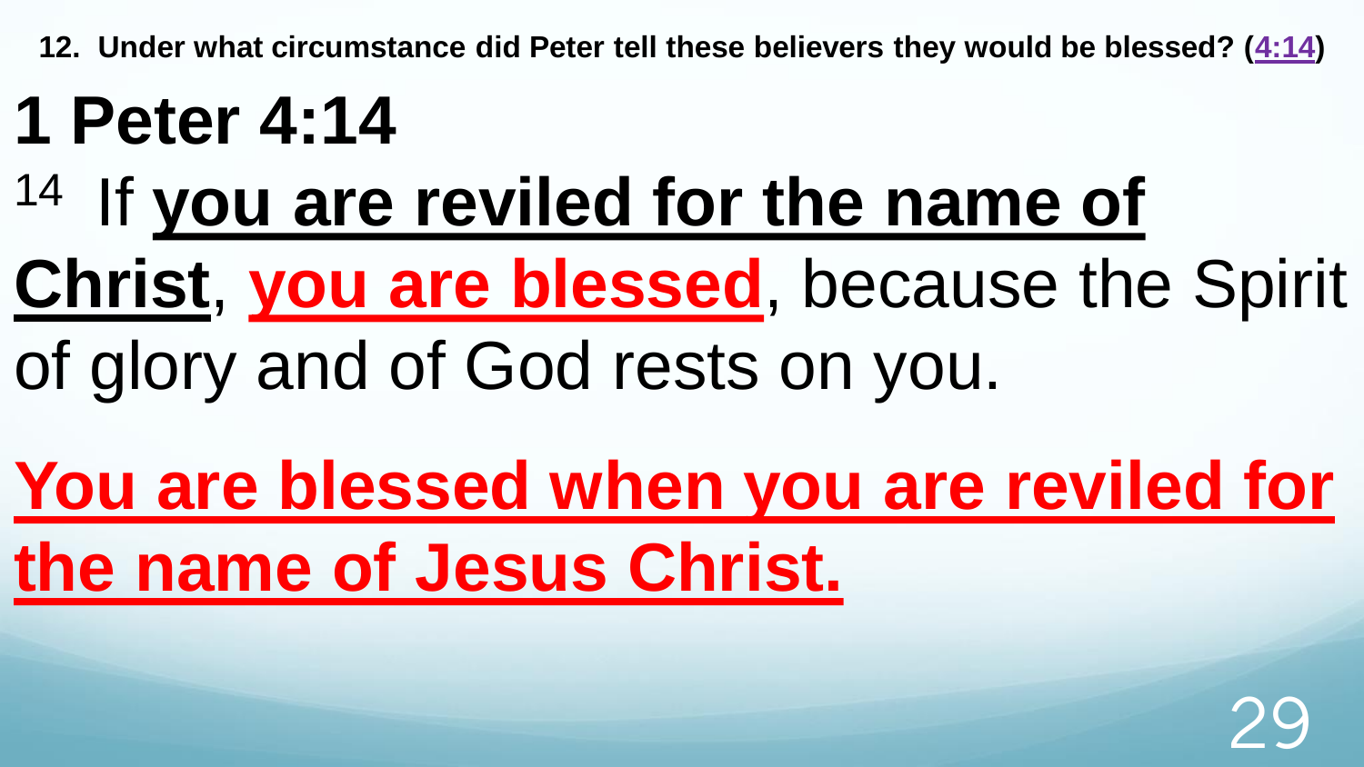**12. Under what circumstance did Peter tell these believers they would be blessed? (4:14)**

# 1 Peter 4:14

14 If **you are reviled for the name of Christ**, **you are blessed**, because the Spirit of glory and of God rests on you.

**You are blessed when you are reviled for the name of Jesus Christ.**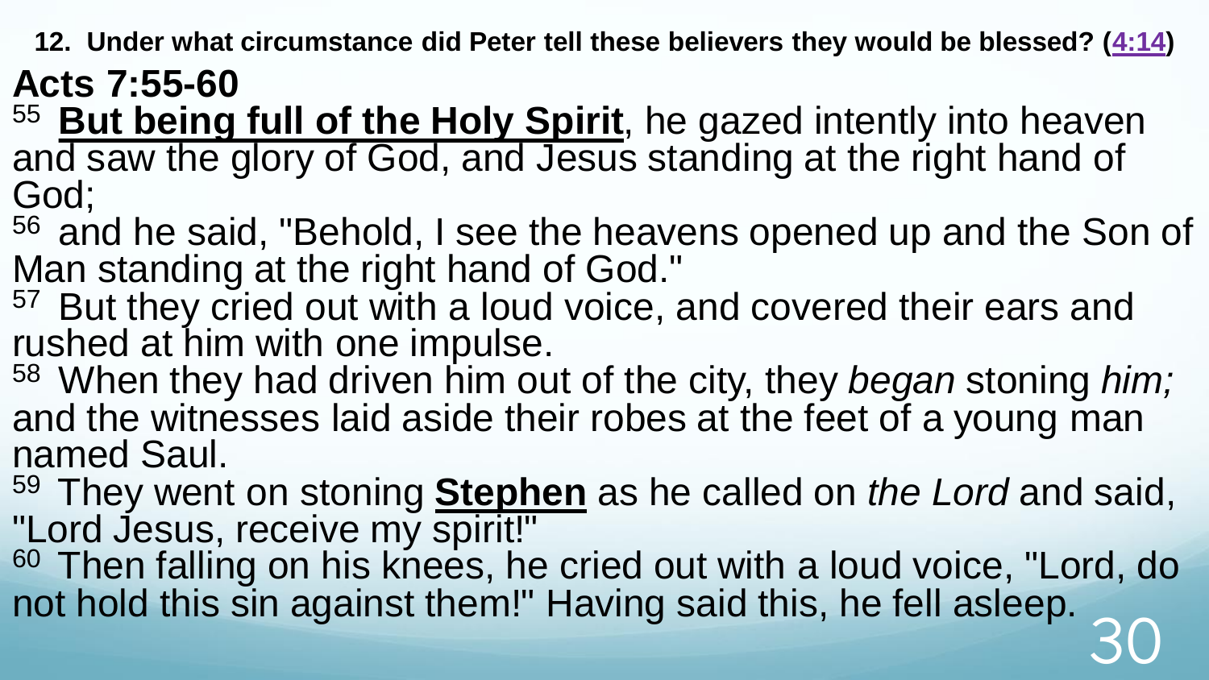**12. Under what circumstance did Peter tell these believers they would be blessed? (4:14)**

## Acts 7:55-60

55 **But being full of the Holy Spirit**, he gazed intently into heaven and saw the glory of God, and Jesus standing at the right hand of God;

56 and he said, "Behold, I see the heavens opened up and the Son of Man standing at the right hand of God."

57 But they cried out with a loud voice, and covered their ears and rushed at him with one impulse.

58 When they had driven him out of the city, they *began* stoning *him;* and the witnesses laid aside their robes at the feet of a young man named Saul.

59 They went on stoning **Stephen** as he called on *the Lord* and said, "Lord Jesus, receive my spirit!"

60 Then falling on his knees, he cried out with a loud voice, "Lord, do not hold this sin against them!" Having said this, he fell asleep.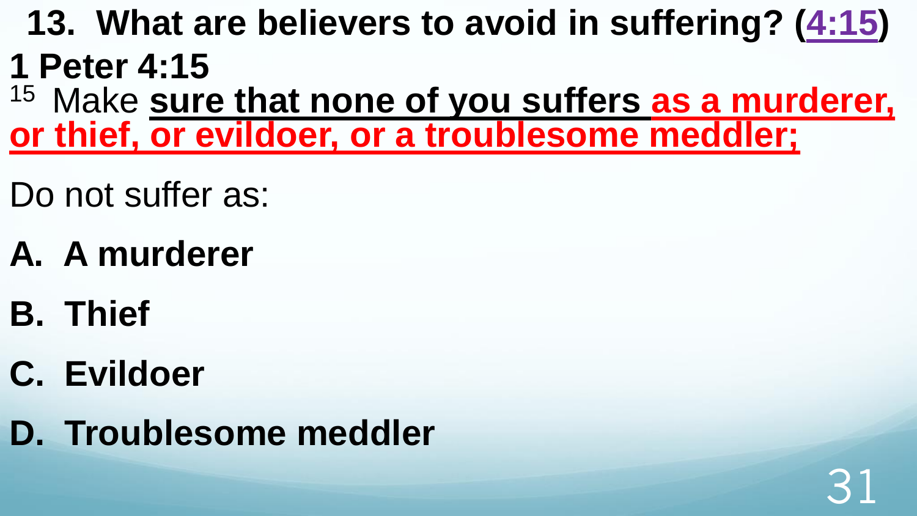## 13. What are believers to avoid in suffering? (4:15)

**1 Peter 4:15**

[15] Make **sure that none of you suffers as a murderer, or thief, or evildoer, or a troublesome meddler;**

Do not suffer as:

**A. A murderer**

**B. Thief**

**C. Evildoer**

**D. Troublesome meddler**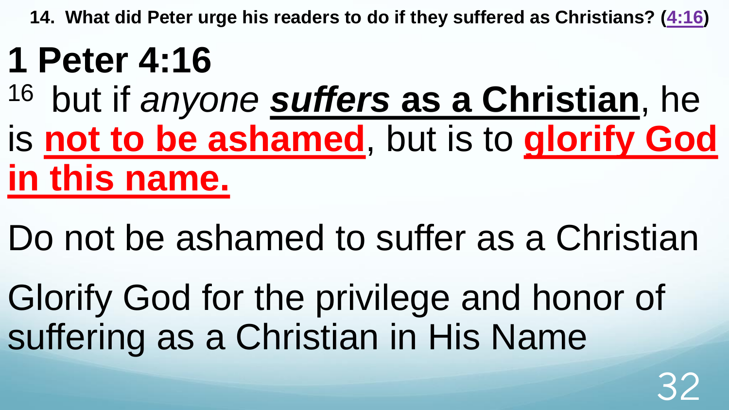**14. What did Peter urge his readers to do if they suffered as Christians? (4:16)**

# 1 Peter 4:16

16 but if *anyone* ***suffers* as a Christian**, he is **not to be ashamed**, but is to **glorify God in this name.**

Do not be ashamed to suffer as a Christian

Glorify God for the privilege and honor of suffering as a Christian in His Name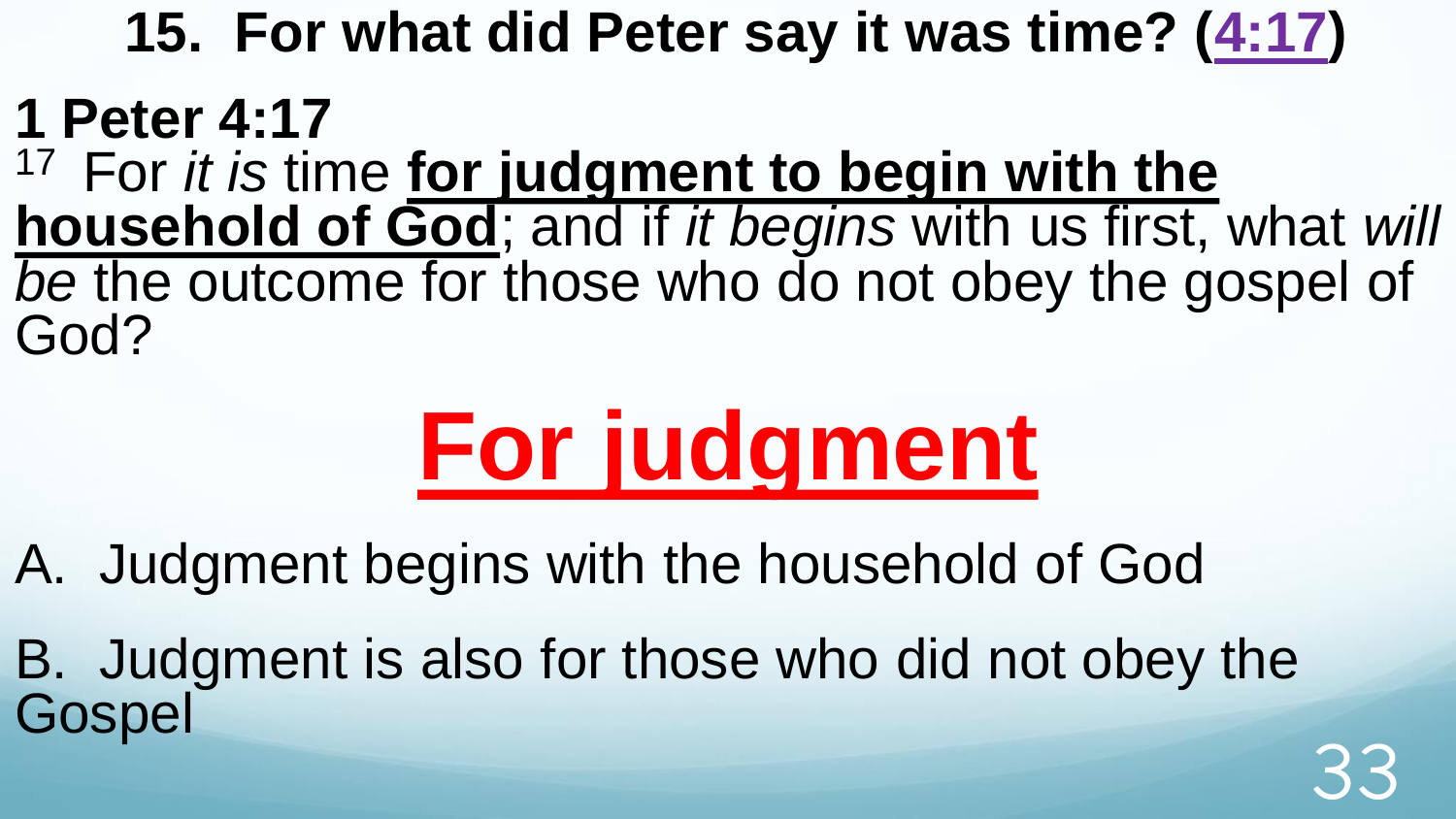## 15. For what did Peter say it was time? (4:17)

**1 Peter 4:17**

[17] For *it is* time **for judgment to begin with the household of God**; and if *it begins* with us first, what *will be* the outcome for those who do not obey the gospel of God?

# For judgment

A. Judgment begins with the household of God

B. Judgment is also for those who did not obey the Gospel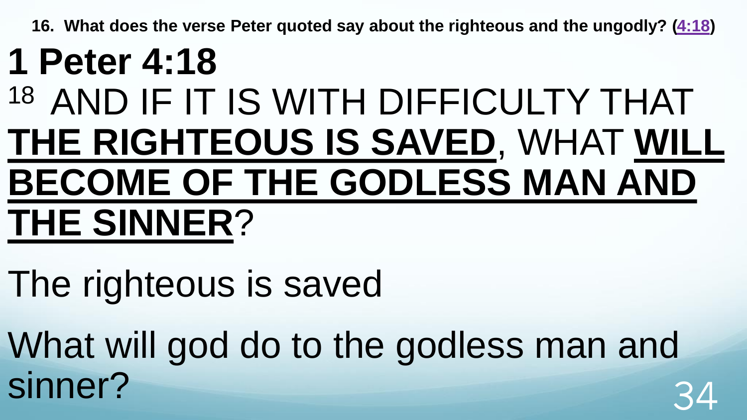**16. What does the verse Peter quoted say about the righteous and the ungodly? (4:18)**

# 1 Peter 4:18

18 AND IF IT IS WITH DIFFICULTY THAT **THE RIGHTEOUS IS SAVED**, WHAT **WILL BECOME OF THE GODLESS MAN AND THE SINNER**?

The righteous is saved

What will god do to the godless man and sinner?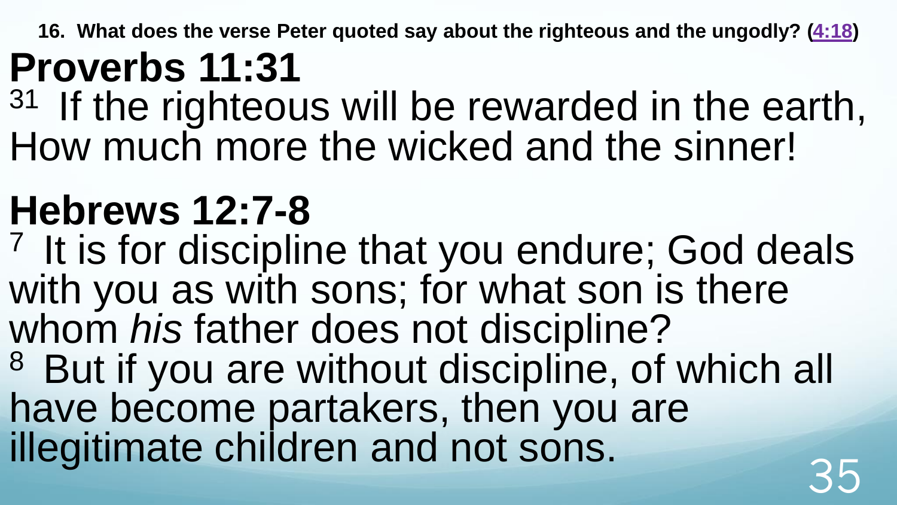**16. What does the verse Peter quoted say about the righteous and the ungodly? (4:18)**

# Proverbs 11:31

[31] If the righteous will be rewarded in the earth,
How much more the wicked and the sinner!

# Hebrews 12:7-8

[7] It is for discipline that you endure; God deals with you as with sons; for what son is there whom *his* father does not discipline?
[8] But if you are without discipline, of which all have become partakers, then you are illegitimate children and not sons.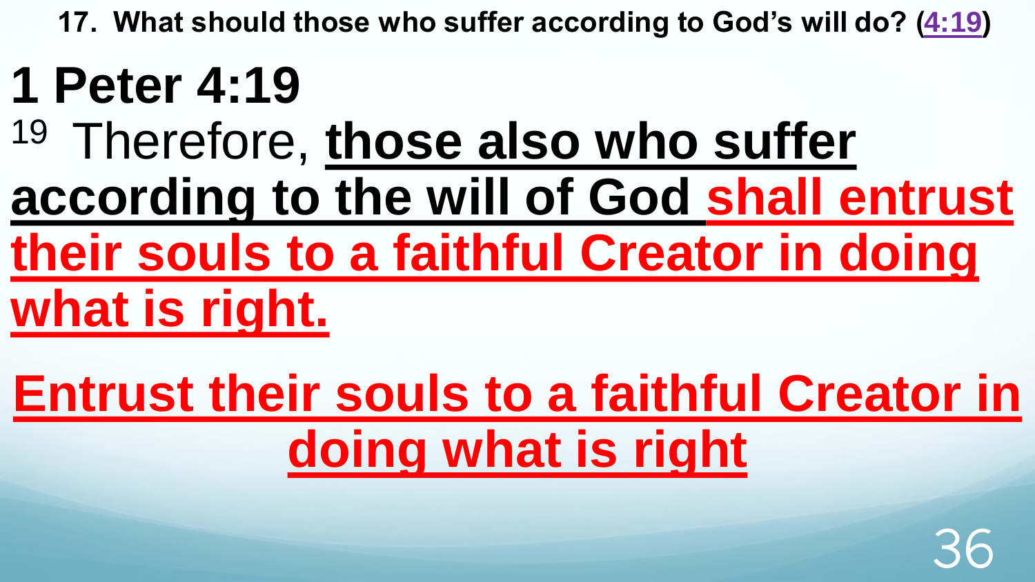**17. What should those who suffer according to God's will do? (4:19)**

# 1 Peter 4:19

19 Therefore, **those also who suffer according to the will of God** **shall entrust their souls to a faithful Creator in doing what is right.**

**Entrust their souls to a faithful Creator in doing what is right**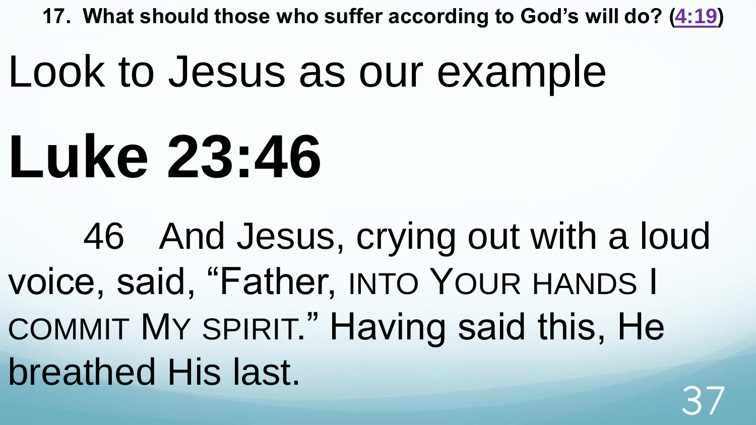**17. What should those who suffer according to God's will do? (4:19)**

Look to Jesus as our example

# Luke 23:46

46 And Jesus, crying out with a loud voice, said, "Father, INTO YOUR HANDS I COMMIT MY SPIRIT." Having said this, He breathed His last.